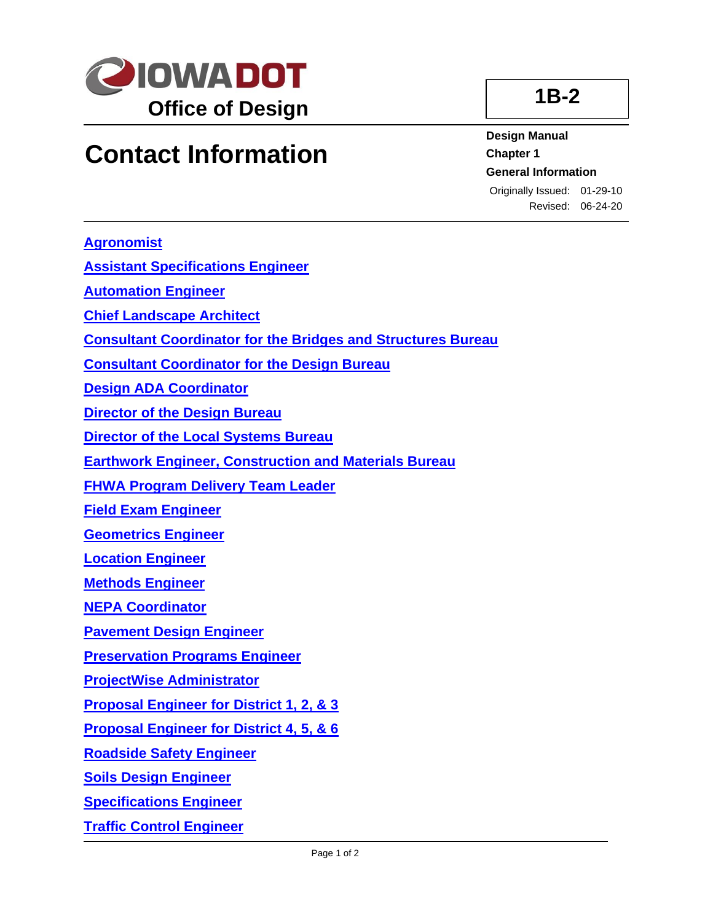IOWA DOT

Office of Design

# Contact Information

**1B-2**

**Design Manual**
**Chapter 1**
**General Information**

Originally Issued: 01-29-10
Revised: 06-24-20

---

**Agronomist**

**Assistant Specifications Engineer**

**Automation Engineer**

**Chief Landscape Architect**

**Consultant Coordinator for the Bridges and Structures Bureau**

**Consultant Coordinator for the Design Bureau**

**Design ADA Coordinator**

**Director of the Design Bureau**

**Director of the Local Systems Bureau**

**Earthwork Engineer, Construction and Materials Bureau**

**FHWA Program Delivery Team Leader**

**Field Exam Engineer**

**Geometrics Engineer**

**Location Engineer**

**Methods Engineer**

**NEPA Coordinator**

**Pavement Design Engineer**

**Preservation Programs Engineer**

**ProjectWise Administrator**

**Proposal Engineer for District 1, 2, & 3**

**Proposal Engineer for District 4, 5, & 6**

**Roadside Safety Engineer**

**Soils Design Engineer**

**Specifications Engineer**

**Traffic Control Engineer**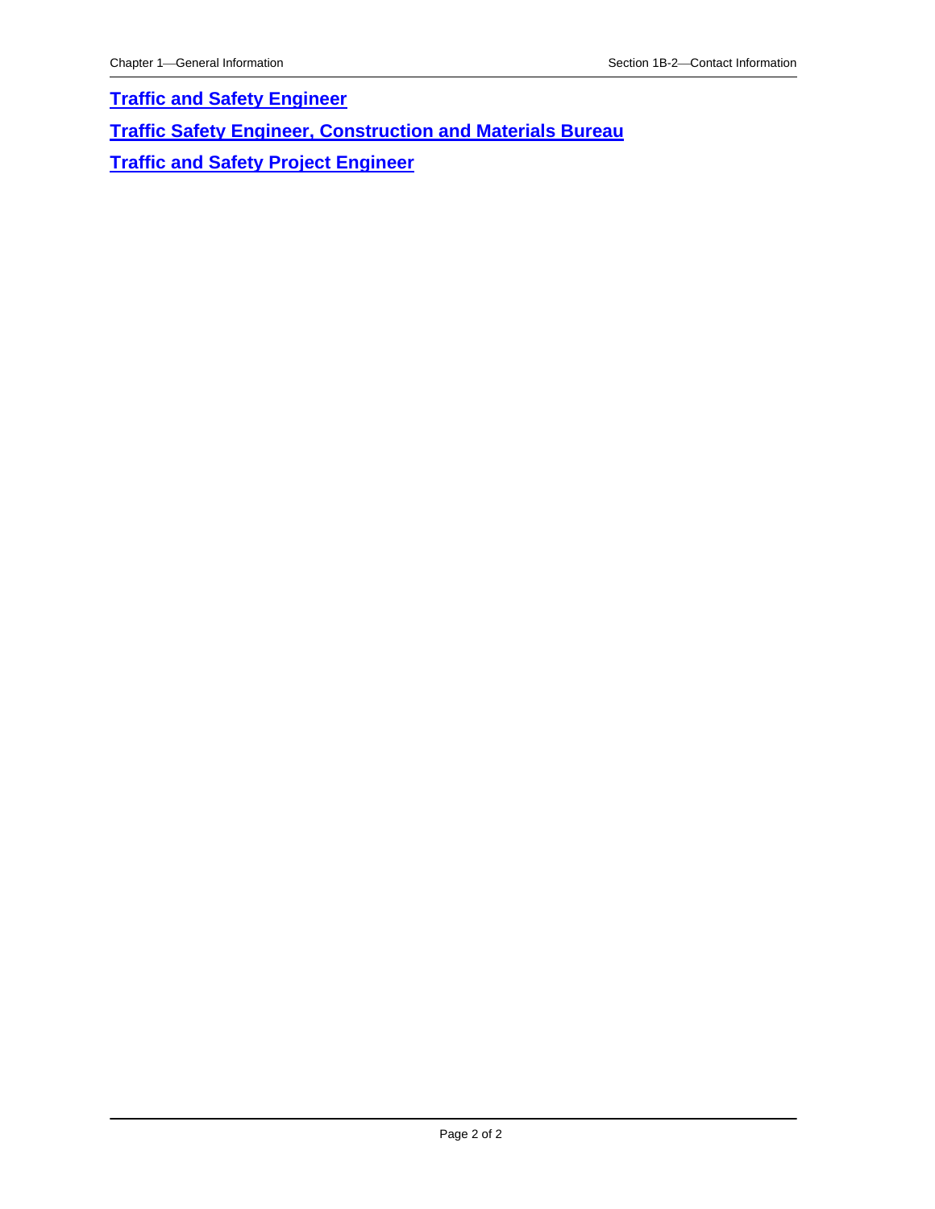**Traffic and Safety Engineer**

**Traffic Safety Engineer, Construction and Materials Bureau**

**Traffic and Safety Project Engineer**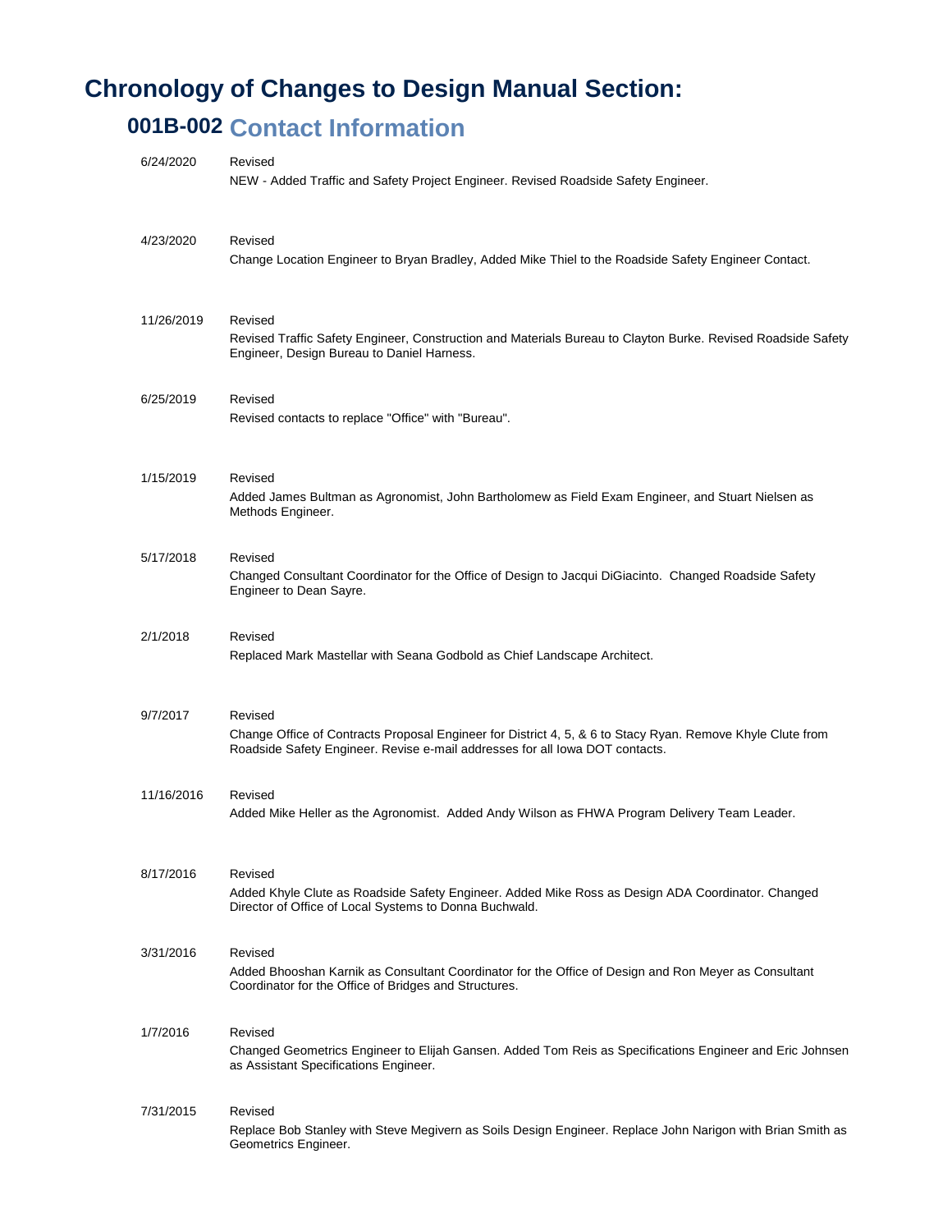# Chronology of Changes to Design Manual Section:

## 001B-002 Contact Information

| Date | Change |
|---|---|
| 6/24/2020 | Revised<br>NEW - Added Traffic and Safety Project Engineer. Revised Roadside Safety Engineer. |
| 4/23/2020 | Revised<br>Change Location Engineer to Bryan Bradley, Added Mike Thiel to the Roadside Safety Engineer Contact. |
| 11/26/2019 | Revised<br>Revised Traffic Safety Engineer, Construction and Materials Bureau to Clayton Burke. Revised Roadside Safety Engineer, Design Bureau to Daniel Harness. |
| 6/25/2019 | Revised<br>Revised contacts to replace "Office" with "Bureau". |
| 1/15/2019 | Revised<br>Added James Bultman as Agronomist, John Bartholomew as Field Exam Engineer, and Stuart Nielsen as Methods Engineer. |
| 5/17/2018 | Revised<br>Changed Consultant Coordinator for the Office of Design to Jacqui DiGiacinto. Changed Roadside Safety Engineer to Dean Sayre. |
| 2/1/2018 | Revised<br>Replaced Mark Mastellar with Seana Godbold as Chief Landscape Architect. |
| 9/7/2017 | Revised<br>Change Office of Contracts Proposal Engineer for District 4, 5, & 6 to Stacy Ryan. Remove Khyle Clute from Roadside Safety Engineer. Revise e-mail addresses for all Iowa DOT contacts. |
| 11/16/2016 | Revised<br>Added Mike Heller as the Agronomist. Added Andy Wilson as FHWA Program Delivery Team Leader. |
| 8/17/2016 | Revised<br>Added Khyle Clute as Roadside Safety Engineer. Added Mike Ross as Design ADA Coordinator. Changed Director of Office of Local Systems to Donna Buchwald. |
| 3/31/2016 | Revised<br>Added Bhooshan Karnik as Consultant Coordinator for the Office of Design and Ron Meyer as Consultant Coordinator for the Office of Bridges and Structures. |
| 1/7/2016 | Revised<br>Changed Geometrics Engineer to Elijah Gansen. Added Tom Reis as Specifications Engineer and Eric Johnsen as Assistant Specifications Engineer. |
| 7/31/2015 | Revised<br>Replace Bob Stanley with Steve Megivern as Soils Design Engineer. Replace John Narigon with Brian Smith as Geometrics Engineer. |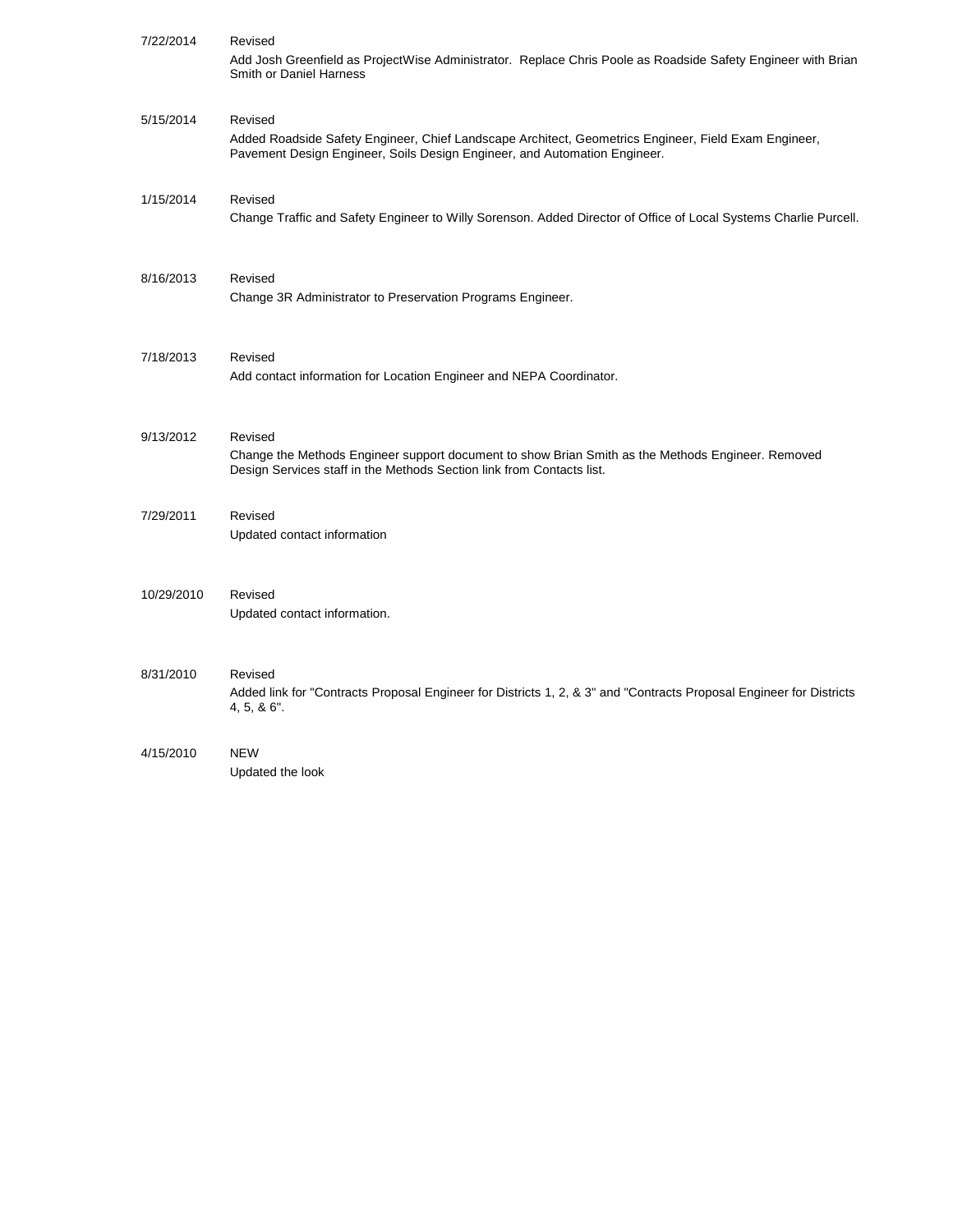| | |
|---|---|
| 7/22/2014 | Revised<br>Add Josh Greenfield as ProjectWise Administrator. Replace Chris Poole as Roadside Safety Engineer with Brian Smith or Daniel Harness |
| 5/15/2014 | Revised<br>Added Roadside Safety Engineer, Chief Landscape Architect, Geometrics Engineer, Field Exam Engineer, Pavement Design Engineer, Soils Design Engineer, and Automation Engineer. |
| 1/15/2014 | Revised<br>Change Traffic and Safety Engineer to Willy Sorenson. Added Director of Office of Local Systems Charlie Purcell. |
| 8/16/2013 | Revised<br>Change 3R Administrator to Preservation Programs Engineer. |
| 7/18/2013 | Revised<br>Add contact information for Location Engineer and NEPA Coordinator. |
| 9/13/2012 | Revised<br>Change the Methods Engineer support document to show Brian Smith as the Methods Engineer. Removed Design Services staff in the Methods Section link from Contacts list. |
| 7/29/2011 | Revised<br>Updated contact information |
| 10/29/2010 | Revised<br>Updated contact information. |
| 8/31/2010 | Revised<br>Added link for "Contracts Proposal Engineer for Districts 1, 2, & 3" and "Contracts Proposal Engineer for Districts 4, 5, & 6". |
| 4/15/2010 | NEW<br>Updated the look |